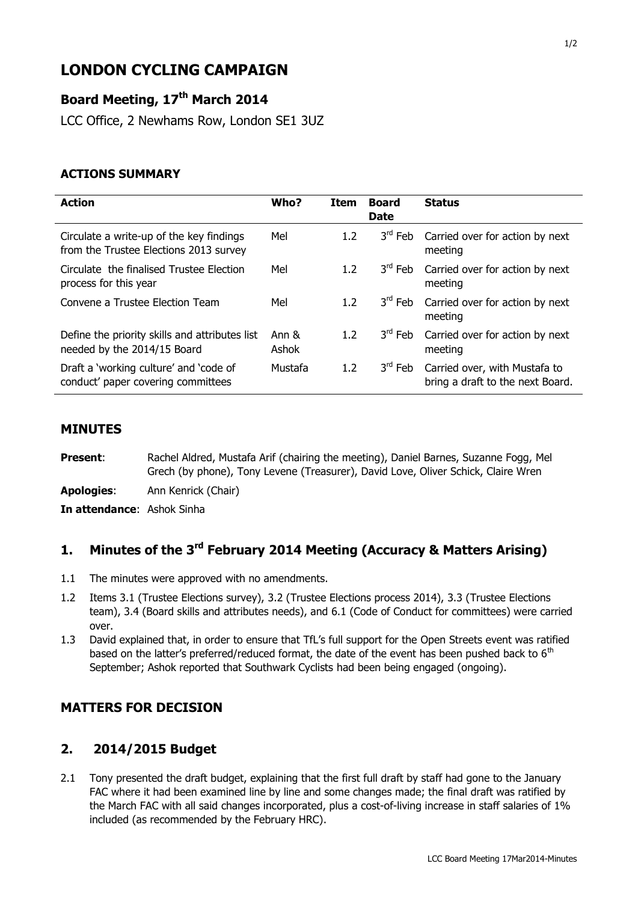# LONDON CYCLING CAMPAIGN

## Board Meeting, 17th March 2014

LCC Office, 2 Newhams Row, London SE1 3UZ

### ACTIONS SUMMARY

| Action | Who? | Item | Board Date | Status |
|---|---|---|---|---|
| Circulate a write-up of the key findings from the Trustee Elections 2013 survey | Mel | 1.2 | 3rd Feb | Carried over for action by next meeting |
| Circulate the finalised Trustee Election process for this year | Mel | 1.2 | 3rd Feb | Carried over for action by next meeting |
| Convene a Trustee Election Team | Mel | 1.2 | 3rd Feb | Carried over for action by next meeting |
| Define the priority skills and attributes list needed by the 2014/15 Board | Ann & Ashok | 1.2 | 3rd Feb | Carried over for action by next meeting |
| Draft a 'working culture' and 'code of conduct' paper covering committees | Mustafa | 1.2 | 3rd Feb | Carried over, with Mustafa to bring a draft to the next Board. |

## MINUTES

**Present**: Rachel Aldred, Mustafa Arif (chairing the meeting), Daniel Barnes, Suzanne Fogg, Mel Grech (by phone), Tony Levene (Treasurer), David Love, Oliver Schick, Claire Wren

**Apologies**: Ann Kenrick (Chair)

**In attendance**: Ashok Sinha

## 1. Minutes of the 3rd February 2014 Meeting (Accuracy & Matters Arising)

1.1 The minutes were approved with no amendments.

1.2 Items 3.1 (Trustee Elections survey), 3.2 (Trustee Elections process 2014), 3.3 (Trustee Elections team), 3.4 (Board skills and attributes needs), and 6.1 (Code of Conduct for committees) were carried over.

1.3 David explained that, in order to ensure that TfL's full support for the Open Streets event was ratified based on the latter's preferred/reduced format, the date of the event has been pushed back to 6th September; Ashok reported that Southwark Cyclists had been being engaged (ongoing).

## MATTERS FOR DECISION

## 2. 2014/2015 Budget

2.1 Tony presented the draft budget, explaining that the first full draft by staff had gone to the January FAC where it had been examined line by line and some changes made; the final draft was ratified by the March FAC with all said changes incorporated, plus a cost-of-living increase in staff salaries of 1% included (as recommended by the February HRC).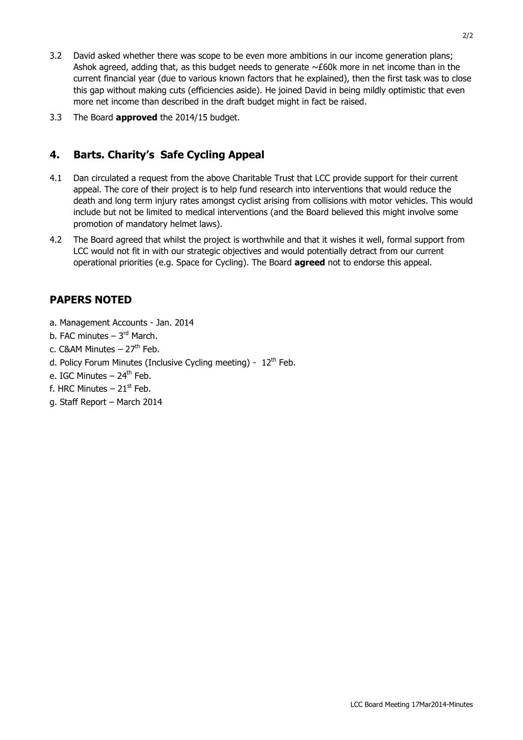3.2 David asked whether there was scope to be even more ambitions in our income generation plans; Ashok agreed, adding that, as this budget needs to generate ~£60k more in net income than in the current financial year (due to various known factors that he explained), then the first task was to close this gap without making cuts (efficiencies aside). He joined David in being mildly optimistic that even more net income than described in the draft budget might in fact be raised.

3.3 The Board **approved** the 2014/15 budget.

## 4. Barts. Charity's Safe Cycling Appeal

4.1 Dan circulated a request from the above Charitable Trust that LCC provide support for their current appeal. The core of their project is to help fund research into interventions that would reduce the death and long term injury rates amongst cyclist arising from collisions with motor vehicles. This would include but not be limited to medical interventions (and the Board believed this might involve some promotion of mandatory helmet laws).

4.2 The Board agreed that whilst the project is worthwhile and that it wishes it well, formal support from LCC would not fit in with our strategic objectives and would potentially detract from our current operational priorities (e.g. Space for Cycling). The Board **agreed** not to endorse this appeal.

## PAPERS NOTED

a. Management Accounts - Jan. 2014
b. FAC minutes – 3rd March.
c. C&AM Minutes – 27th Feb.
d. Policy Forum Minutes (Inclusive Cycling meeting) - 12th Feb.
e. IGC Minutes – 24th Feb.
f. HRC Minutes – 21st Feb.
g. Staff Report – March 2014